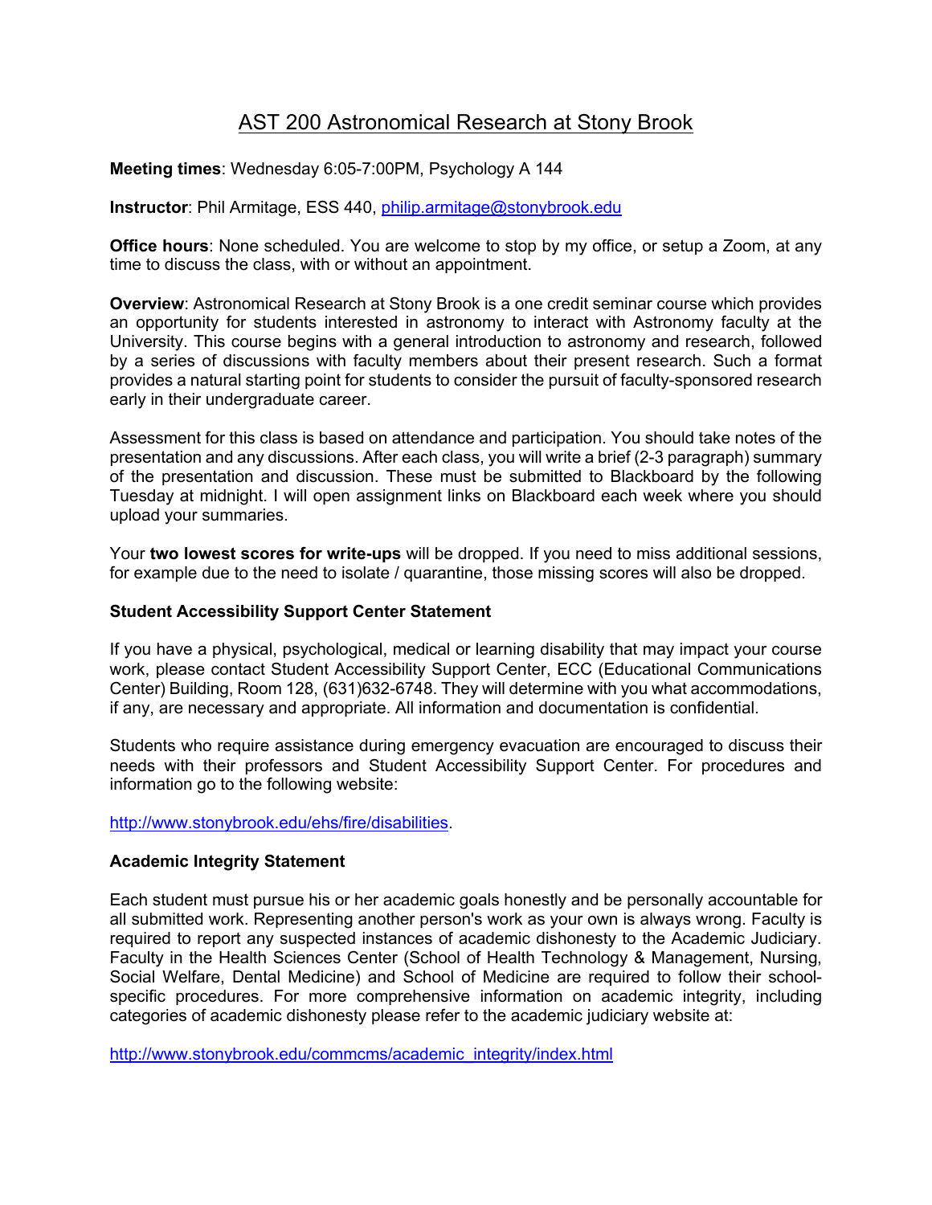# AST 200 Astronomical Research at Stony Brook

**Meeting times**: Wednesday 6:05-7:00PM, Psychology A 144

**Instructor**: Phil Armitage, ESS 440, [philip.armitage@stonybrook.edu](mailto:philip.armitage@stonybrook.edu)

**Office hours**: None scheduled. You are welcome to stop by my office, or setup a Zoom, at any time to discuss the class, with or without an appointment.

**Overview**: Astronomical Research at Stony Brook is a one credit seminar course which provides an opportunity for students interested in astronomy to interact with Astronomy faculty at the University. This course begins with a general introduction to astronomy and research, followed by a series of discussions with faculty members about their present research. Such a format provides a natural starting point for students to consider the pursuit of faculty-sponsored research early in their undergraduate career.

Assessment for this class is based on attendance and participation. You should take notes of the presentation and any discussions. After each class, you will write a brief (2-3 paragraph) summary of the presentation and discussion. These must be submitted to Blackboard by the following Tuesday at midnight. I will open assignment links on Blackboard each week where you should upload your summaries.

Your **two lowest scores for write-ups** will be dropped. If you need to miss additional sessions, for example due to the need to isolate / quarantine, those missing scores will also be dropped.

### Student Accessibility Support Center Statement

If you have a physical, psychological, medical or learning disability that may impact your course work, please contact Student Accessibility Support Center, ECC (Educational Communications Center) Building, Room 128, (631)632-6748. They will determine with you what accommodations, if any, are necessary and appropriate. All information and documentation is confidential.

Students who require assistance during emergency evacuation are encouraged to discuss their needs with their professors and Student Accessibility Support Center. For procedures and information go to the following website:

http://www.stonybrook.edu/ehs/fire/disabilities.

### Academic Integrity Statement

Each student must pursue his or her academic goals honestly and be personally accountable for all submitted work. Representing another person's work as your own is always wrong. Faculty is required to report any suspected instances of academic dishonesty to the Academic Judiciary. Faculty in the Health Sciences Center (School of Health Technology & Management, Nursing, Social Welfare, Dental Medicine) and School of Medicine are required to follow their school-specific procedures. For more comprehensive information on academic integrity, including categories of academic dishonesty please refer to the academic judiciary website at:

http://www.stonybrook.edu/commcms/academic_integrity/index.html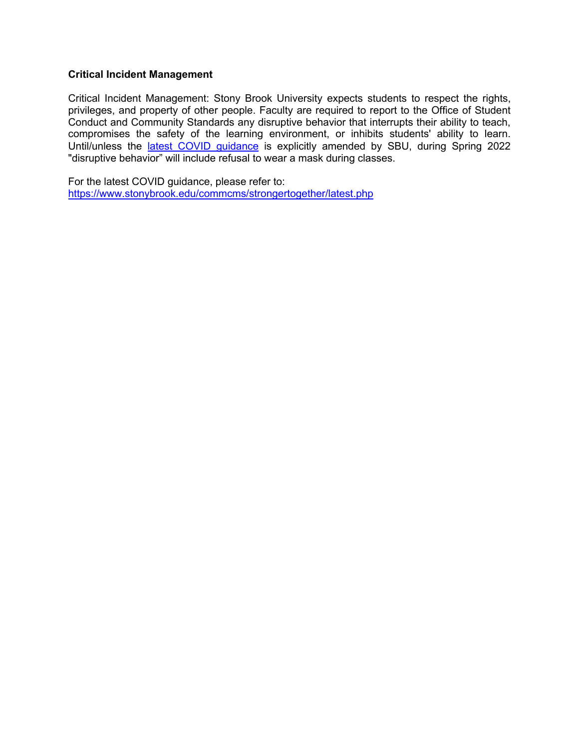**Critical Incident Management**

Critical Incident Management: Stony Brook University expects students to respect the rights, privileges, and property of other people. Faculty are required to report to the Office of Student Conduct and Community Standards any disruptive behavior that interrupts their ability to teach, compromises the safety of the learning environment, or inhibits students' ability to learn. Until/unless the latest COVID guidance is explicitly amended by SBU, during Spring 2022 "disruptive behavior" will include refusal to wear a mask during classes.

For the latest COVID guidance, please refer to:
https://www.stonybrook.edu/commcms/strongertogether/latest.php